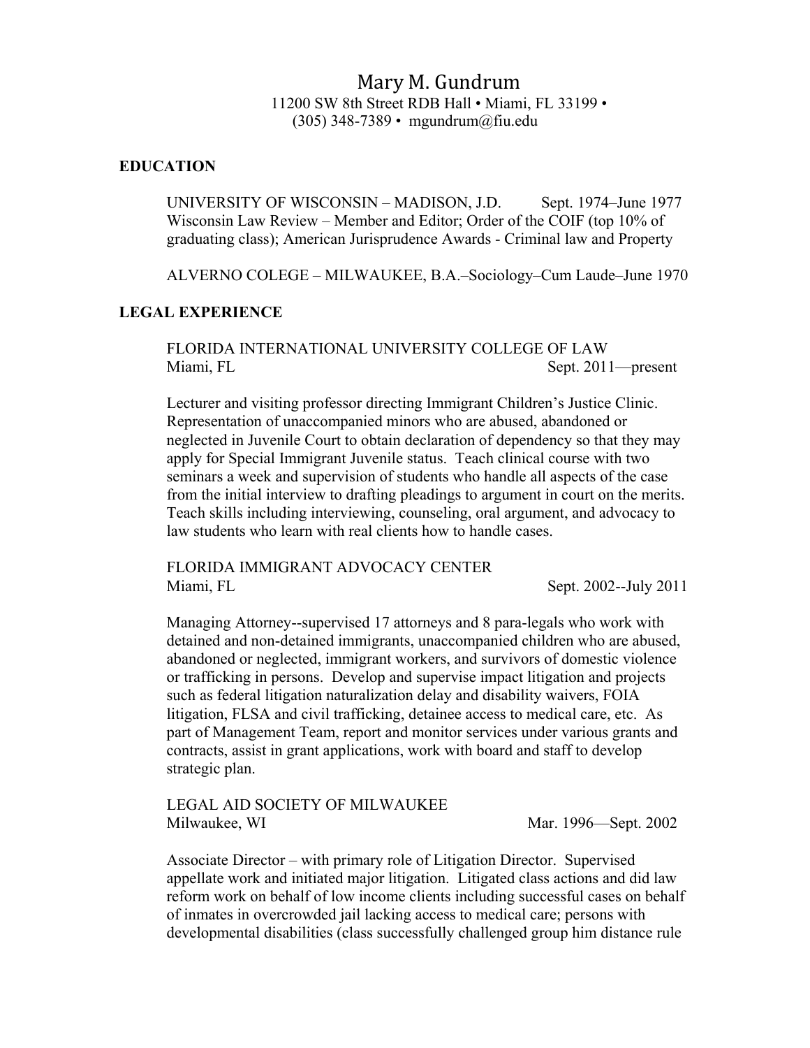# Mary M. Gundrum

11200 SW 8th Street RDB Hall • Miami, FL 33199 •
(305) 348-7389 • mgundrum@fiu.edu

## EDUCATION

UNIVERSITY OF WISCONSIN – MADISON, J.D. Sept. 1974–June 1977
Wisconsin Law Review – Member and Editor; Order of the COIF (top 10% of graduating class); American Jurisprudence Awards - Criminal law and Property

ALVERNO COLEGE – MILWAUKEE, B.A.–Sociology–Cum Laude–June 1970

## LEGAL EXPERIENCE

FLORIDA INTERNATIONAL UNIVERSITY COLLEGE OF LAW
Miami, FL Sept. 2011—present

Lecturer and visiting professor directing Immigrant Children's Justice Clinic. Representation of unaccompanied minors who are abused, abandoned or neglected in Juvenile Court to obtain declaration of dependency so that they may apply for Special Immigrant Juvenile status. Teach clinical course with two seminars a week and supervision of students who handle all aspects of the case from the initial interview to drafting pleadings to argument in court on the merits. Teach skills including interviewing, counseling, oral argument, and advocacy to law students who learn with real clients how to handle cases.

FLORIDA IMMIGRANT ADVOCACY CENTER
Miami, FL Sept. 2002--July 2011

Managing Attorney--supervised 17 attorneys and 8 para-legals who work with detained and non-detained immigrants, unaccompanied children who are abused, abandoned or neglected, immigrant workers, and survivors of domestic violence or trafficking in persons. Develop and supervise impact litigation and projects such as federal litigation naturalization delay and disability waivers, FOIA litigation, FLSA and civil trafficking, detainee access to medical care, etc. As part of Management Team, report and monitor services under various grants and contracts, assist in grant applications, work with board and staff to develop strategic plan.

LEGAL AID SOCIETY OF MILWAUKEE
Milwaukee, WI Mar. 1996—Sept. 2002

Associate Director – with primary role of Litigation Director. Supervised appellate work and initiated major litigation. Litigated class actions and did law reform work on behalf of low income clients including successful cases on behalf of inmates in overcrowded jail lacking access to medical care; persons with developmental disabilities (class successfully challenged group him distance rule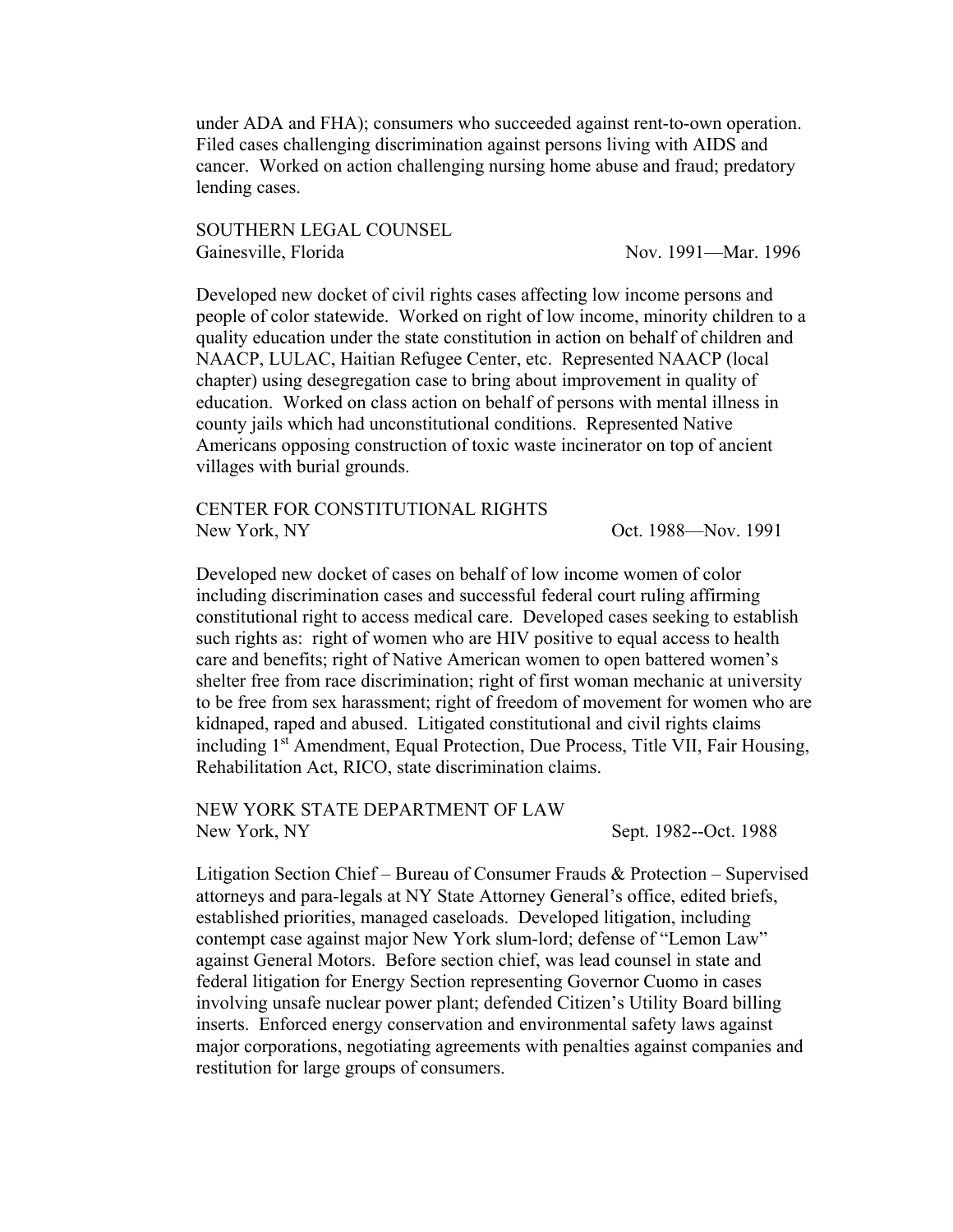under ADA and FHA); consumers who succeeded against rent-to-own operation. Filed cases challenging discrimination against persons living with AIDS and cancer. Worked on action challenging nursing home abuse and fraud; predatory lending cases.

SOUTHERN LEGAL COUNSEL
Gainesville, Florida — Nov. 1991—Mar. 1996

Developed new docket of civil rights cases affecting low income persons and people of color statewide. Worked on right of low income, minority children to a quality education under the state constitution in action on behalf of children and NAACP, LULAC, Haitian Refugee Center, etc. Represented NAACP (local chapter) using desegregation case to bring about improvement in quality of education. Worked on class action on behalf of persons with mental illness in county jails which had unconstitutional conditions. Represented Native Americans opposing construction of toxic waste incinerator on top of ancient villages with burial grounds.

CENTER FOR CONSTITUTIONAL RIGHTS
New York, NY — Oct. 1988—Nov. 1991

Developed new docket of cases on behalf of low income women of color including discrimination cases and successful federal court ruling affirming constitutional right to access medical care. Developed cases seeking to establish such rights as: right of women who are HIV positive to equal access to health care and benefits; right of Native American women to open battered women's shelter free from race discrimination; right of first woman mechanic at university to be free from sex harassment; right of freedom of movement for women who are kidnaped, raped and abused. Litigated constitutional and civil rights claims including 1st Amendment, Equal Protection, Due Process, Title VII, Fair Housing, Rehabilitation Act, RICO, state discrimination claims.

NEW YORK STATE DEPARTMENT OF LAW
New York, NY — Sept. 1982--Oct. 1988

Litigation Section Chief – Bureau of Consumer Frauds & Protection – Supervised attorneys and para-legals at NY State Attorney General's office, edited briefs, established priorities, managed caseloads. Developed litigation, including contempt case against major New York slum-lord; defense of "Lemon Law" against General Motors. Before section chief, was lead counsel in state and federal litigation for Energy Section representing Governor Cuomo in cases involving unsafe nuclear power plant; defended Citizen's Utility Board billing inserts. Enforced energy conservation and environmental safety laws against major corporations, negotiating agreements with penalties against companies and restitution for large groups of consumers.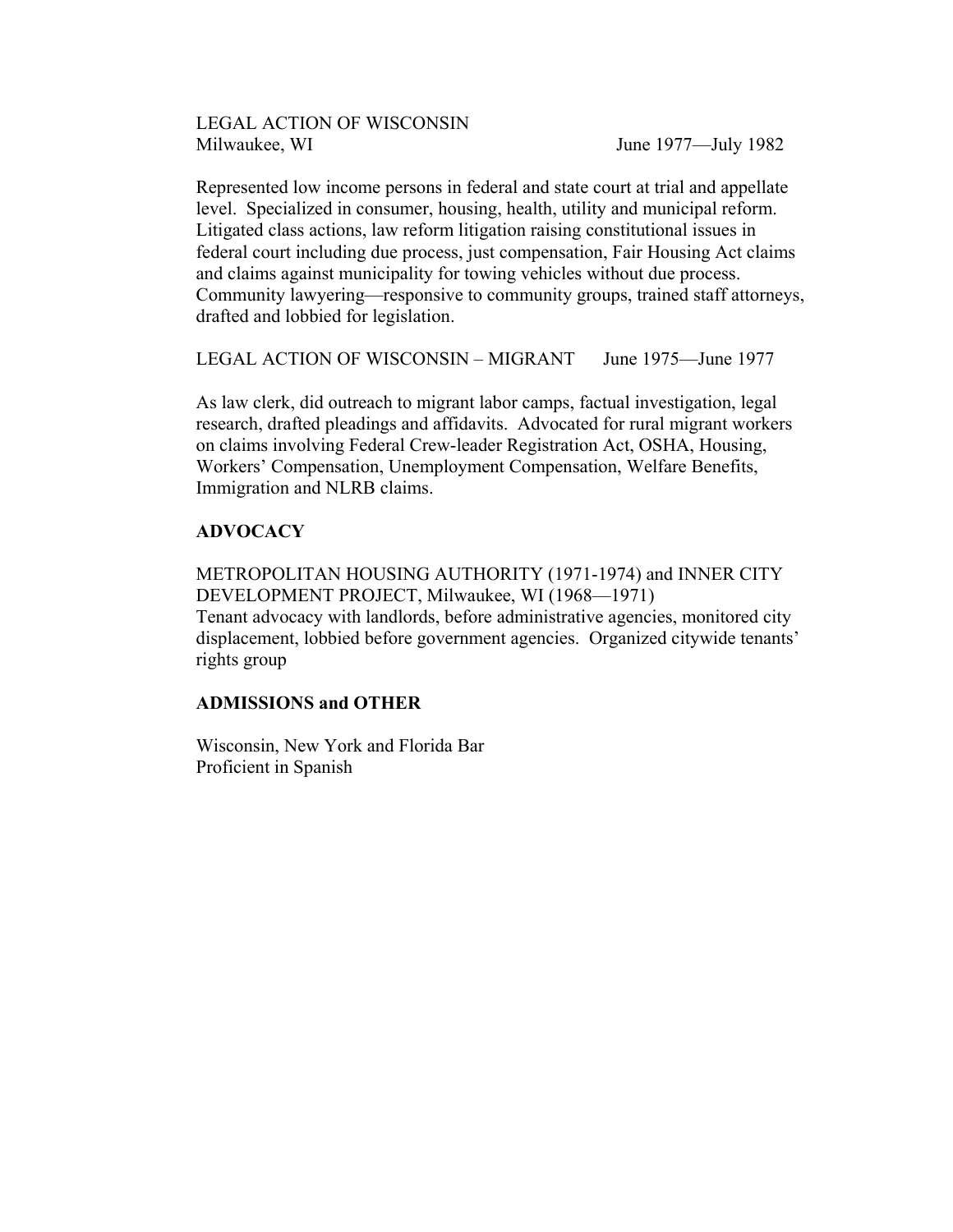LEGAL ACTION OF WISCONSIN
Milwaukee, WI June 1977—July 1982

Represented low income persons in federal and state court at trial and appellate level. Specialized in consumer, housing, health, utility and municipal reform. Litigated class actions, law reform litigation raising constitutional issues in federal court including due process, just compensation, Fair Housing Act claims and claims against municipality for towing vehicles without due process. Community lawyering—responsive to community groups, trained staff attorneys, drafted and lobbied for legislation.

LEGAL ACTION OF WISCONSIN – MIGRANT June 1975—June 1977

As law clerk, did outreach to migrant labor camps, factual investigation, legal research, drafted pleadings and affidavits. Advocated for rural migrant workers on claims involving Federal Crew-leader Registration Act, OSHA, Housing, Workers' Compensation, Unemployment Compensation, Welfare Benefits, Immigration and NLRB claims.

**ADVOCACY**

METROPOLITAN HOUSING AUTHORITY (1971-1974) and INNER CITY DEVELOPMENT PROJECT, Milwaukee, WI (1968—1971)
Tenant advocacy with landlords, before administrative agencies, monitored city displacement, lobbied before government agencies. Organized citywide tenants' rights group

**ADMISSIONS and OTHER**

Wisconsin, New York and Florida Bar
Proficient in Spanish